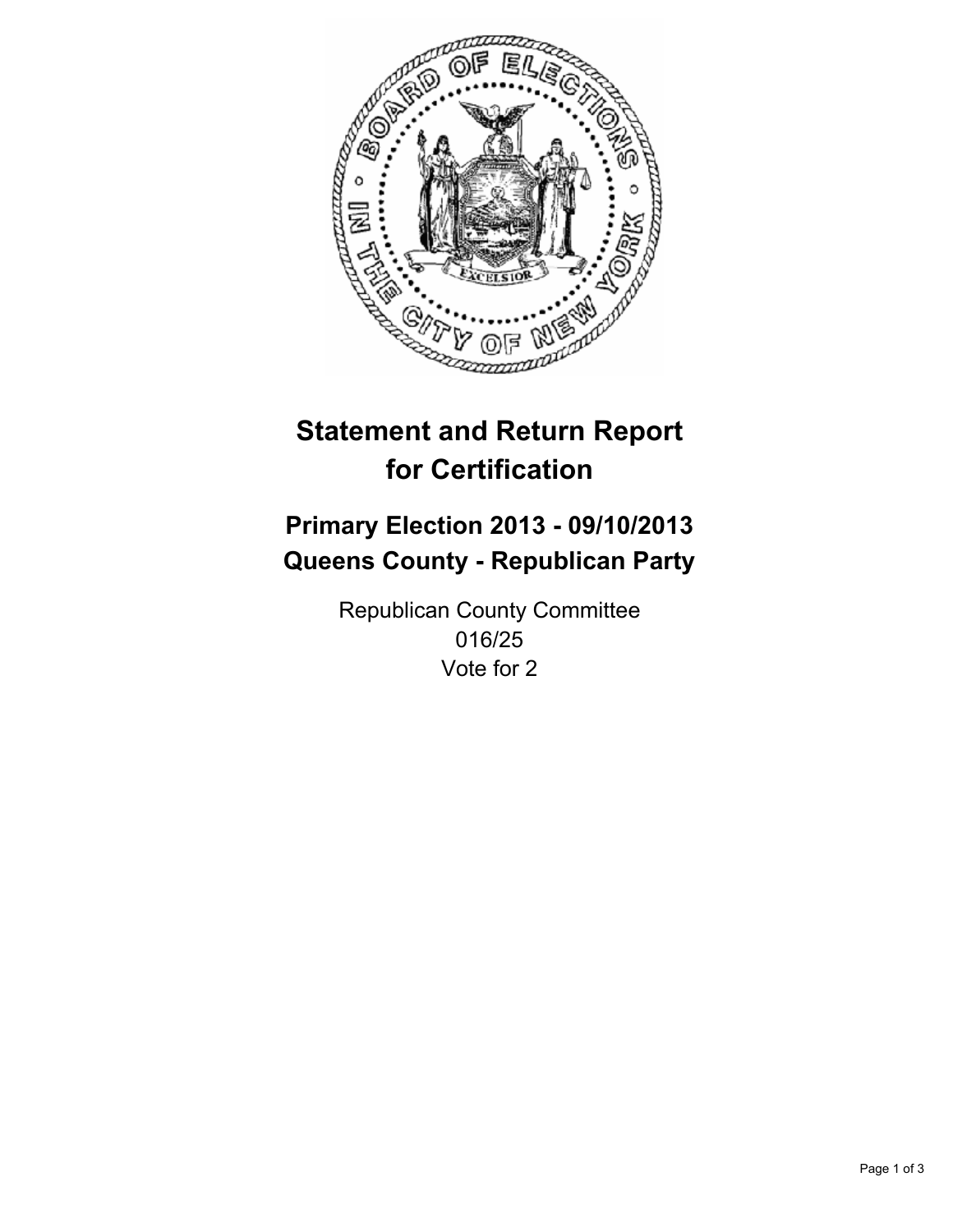# Statement and Return Report for Certification

## Primary Election 2013 - 09/10/2013
## Queens County - Republican Party

Republican County Committee
016/25
Vote for 2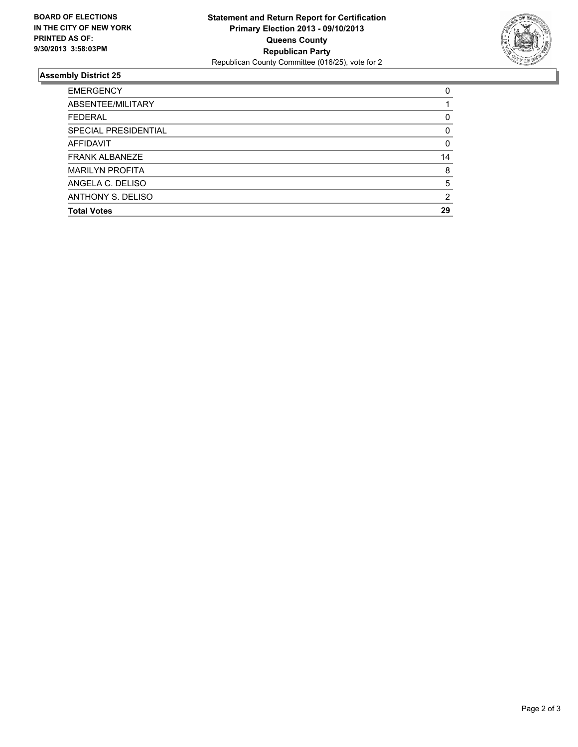**BOARD OF ELECTIONS IN THE CITY OF NEW YORK PRINTED AS OF: 9/30/2013 3:58:03PM**

**Statement and Return Report for Certification**
**Primary Election 2013 - 09/10/2013**
**Queens County**
**Republican Party**
Republican County Committee (016/25), vote for 2

## Assembly District 25

| | |
|---|---|
| EMERGENCY | 0 |
| ABSENTEE/MILITARY | 1 |
| FEDERAL | 0 |
| SPECIAL PRESIDENTIAL | 0 |
| AFFIDAVIT | 0 |
| FRANK ALBANEZE | 14 |
| MARILYN PROFITA | 8 |
| ANGELA C. DELISO | 5 |
| ANTHONY S. DELISO | 2 |
| **Total Votes** | **29** |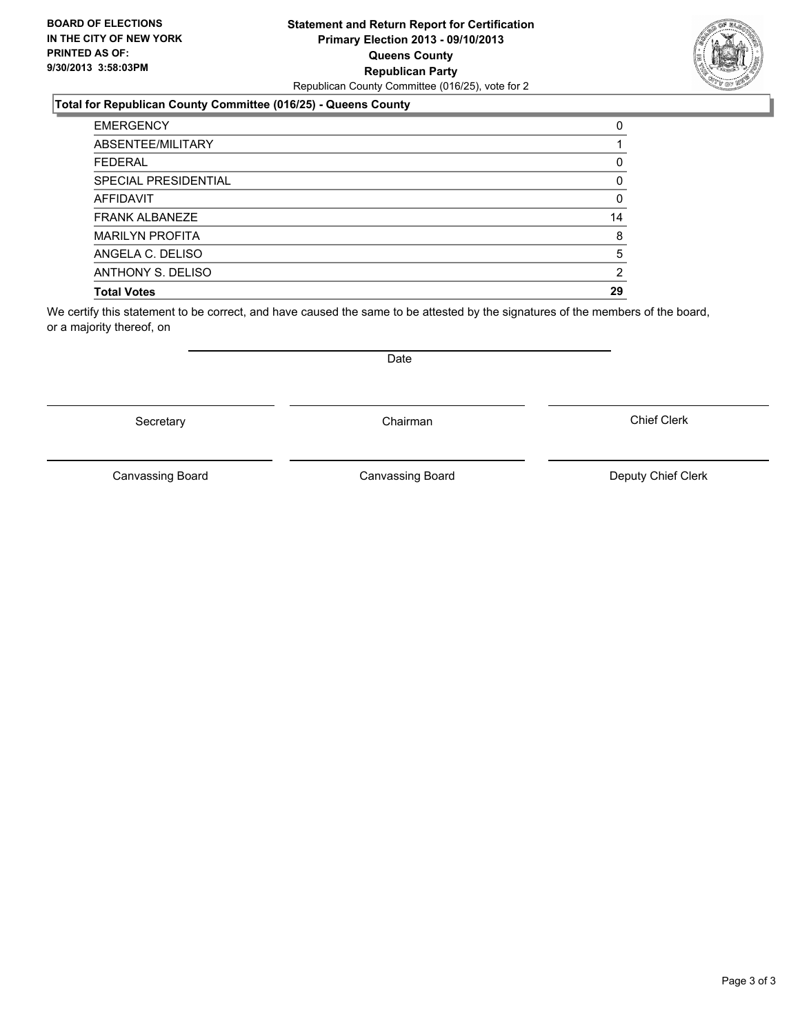**BOARD OF ELECTIONS IN THE CITY OF NEW YORK PRINTED AS OF: 9/30/2013 3:58:03PM**

**Statement and Return Report for Certification**
**Primary Election 2013 - 09/10/2013**
**Queens County**
**Republican Party**
Republican County Committee (016/25), vote for 2

### Total for Republican County Committee (016/25) - Queens County

| | |
|---|---|
| EMERGENCY | 0 |
| ABSENTEE/MILITARY | 1 |
| FEDERAL | 0 |
| SPECIAL PRESIDENTIAL | 0 |
| AFFIDAVIT | 0 |
| FRANK ALBANEZE | 14 |
| MARILYN PROFITA | 8 |
| ANGELA C. DELISO | 5 |
| ANTHONY S. DELISO | 2 |
| **Total Votes** | **29** |

We certify this statement to be correct, and have caused the same to be attested by the signatures of the members of the board, or a majority thereof, on

Date

Secretary | Chairman | Chief Clerk

Canvassing Board | Canvassing Board | Deputy Chief Clerk